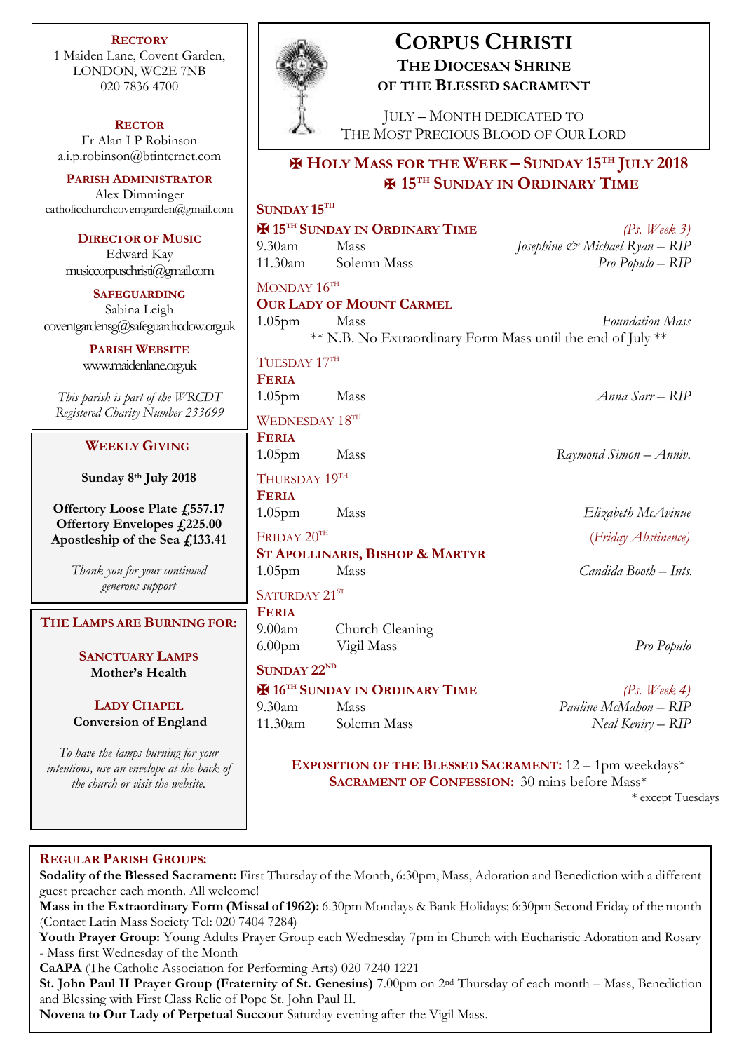# Corpus Christi

## The Diocesan Shrine of the Blessed Sacrament

July – Month dedicated to The Most Precious Blood of Our Lord

**Rectory**
1 Maiden Lane, Covent Garden,
LONDON, WC2E 7NB
020 7836 4700

**Rector**
Fr Alan I P Robinson
a.i.p.robinson@btinternet.com

**Parish Administrator**
Alex Dimminger
catholicchurchcoventgarden@gmail.com

**Director of Music**
Edward Kay
musiccorpuschristi@gmail.com

**Safeguarding**
Sabina Leigh
coventgardensg@safeguardrcdow.org.uk

**Parish Website**
www.maidenlane.org.uk

*This parish is part of the WRCDT Registered Charity Number 233699*

### Weekly Giving

**Sunday 8th July 2018**

**Offertory Loose Plate £557.17**
**Offertory Envelopes £225.00**
**Apostleship of the Sea £133.41**

*Thank you for your continued generous support*

### The Lamps are Burning for:

**Sanctuary Lamps**
**Mother's Health**

**Lady Chapel**
**Conversion of England**

*To have the lamps burning for your intentions, use an envelope at the back of the church or visit the website.*

## ✠ Holy Mass for the Week – Sunday 15th July 2018
## ✠ 15th Sunday in Ordinary Time

**Sunday 15th**
**✠ 15th Sunday in Ordinary Time** *(Ps. Week 3)*

| | | |
|---|---|---|
| 9.30am | Mass | *Josephine & Michael Ryan – RIP* |
| 11.30am | Solemn Mass | *Pro Populo – RIP* |

**Monday 16th**
**Our Lady of Mount Carmel**

| | | |
|---|---|---|
| 1.05pm | Mass | *Foundation Mass* |

** N.B. No Extraordinary Form Mass until the end of July **

**Tuesday 17th**
**Feria**

| | | |
|---|---|---|
| 1.05pm | Mass | *Anna Sarr – RIP* |

**Wednesday 18th**
**Feria**

| | | |
|---|---|---|
| 1.05pm | Mass | *Raymond Simon – Anniv.* |

**Thursday 19th**
**Feria**

| | | |
|---|---|---|
| 1.05pm | Mass | *Elizabeth McAvinue* |

**Friday 20th** *(Friday Abstinence)*
**St Apollinaris, Bishop & Martyr**

| | | |
|---|---|---|
| 1.05pm | Mass | *Candida Booth – Ints.* |

**Saturday 21st**
**Feria**

| | | |
|---|---|---|
| 9.00am | Church Cleaning | |
| 6.00pm | Vigil Mass | *Pro Populo* |

**Sunday 22nd**
**✠ 16th Sunday in Ordinary Time** *(Ps. Week 4)*

| | | |
|---|---|---|
| 9.30am | Mass | *Pauline McMahon – RIP* |
| 11.30am | Solemn Mass | *Neal Keniry – RIP* |

**Exposition of the Blessed Sacrament:** 12 – 1pm weekdays*
**Sacrament of Confession:** 30 mins before Mass*
* except Tuesdays

### Regular Parish Groups:

**Sodality of the Blessed Sacrament:** First Thursday of the Month, 6:30pm, Mass, Adoration and Benediction with a different guest preacher each month. All welcome!
**Mass in the Extraordinary Form (Missal of 1962):** 6.30pm Mondays & Bank Holidays; 6:30pm Second Friday of the month (Contact Latin Mass Society Tel: 020 7404 7284)
**Youth Prayer Group:** Young Adults Prayer Group each Wednesday 7pm in Church with Eucharistic Adoration and Rosary - Mass first Wednesday of the Month
**CaAPA** (The Catholic Association for Performing Arts) 020 7240 1221
**St. John Paul II Prayer Group (Fraternity of St. Genesius)** 7.00pm on 2nd Thursday of each month – Mass, Benediction and Blessing with First Class Relic of Pope St. John Paul II.
**Novena to Our Lady of Perpetual Succour** Saturday evening after the Vigil Mass.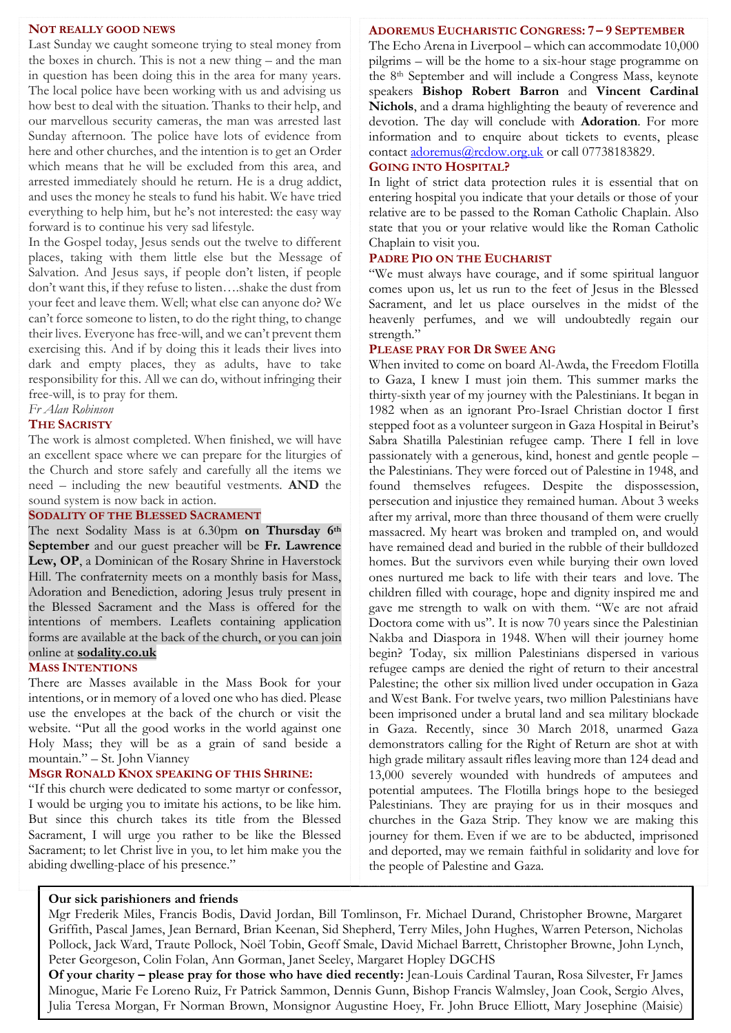## NOT REALLY GOOD NEWS

Last Sunday we caught someone trying to steal money from the boxes in church. This is not a new thing – and the man in question has been doing this in the area for many years. The local police have been working with us and advising us how best to deal with the situation. Thanks to their help, and our marvellous security cameras, the man was arrested last Sunday afternoon. The police have lots of evidence from here and other churches, and the intention is to get an Order which means that he will be excluded from this area, and arrested immediately should he return. He is a drug addict, and uses the money he steals to fund his habit. We have tried everything to help him, but he's not interested: the easy way forward is to continue his very sad lifestyle.

In the Gospel today, Jesus sends out the twelve to different places, taking with them little else but the Message of Salvation. And Jesus says, if people don't listen, if people don't want this, if they refuse to listen….shake the dust from your feet and leave them. Well; what else can anyone do? We can't force someone to listen, to do the right thing, to change their lives. Everyone has free-will, and we can't prevent them exercising this. And if by doing this it leads their lives into dark and empty places, they as adults, have to take responsibility for this. All we can do, without infringing their free-will, is to pray for them.

*Fr Alan Robinson*

## THE SACRISTY

The work is almost completed. When finished, we will have an excellent space where we can prepare for the liturgies of the Church and store safely and carefully all the items we need – including the new beautiful vestments. **AND** the sound system is now back in action.

## SODALITY OF THE BLESSED SACRAMENT

The next Sodality Mass is at 6.30pm **on Thursday 6th September** and our guest preacher will be **Fr. Lawrence Lew, OP**, a Dominican of the Rosary Shrine in Haverstock Hill. The confraternity meets on a monthly basis for Mass, Adoration and Benediction, adoring Jesus truly present in the Blessed Sacrament and the Mass is offered for the intentions of members. Leaflets containing application forms are available at the back of the church, or you can join online at **sodality.co.uk**

## MASS INTENTIONS

There are Masses available in the Mass Book for your intentions, or in memory of a loved one who has died. Please use the envelopes at the back of the church or visit the website. "Put all the good works in the world against one Holy Mass; they will be as a grain of sand beside a mountain." – St. John Vianney

## MSGR RONALD KNOX SPEAKING OF THIS SHRINE:

"If this church were dedicated to some martyr or confessor, I would be urging you to imitate his actions, to be like him. But since this church takes its title from the Blessed Sacrament, I will urge you rather to be like the Blessed Sacrament; to let Christ live in you, to let him make you the abiding dwelling-place of his presence."

## ADOREMUS EUCHARISTIC CONGRESS: 7 – 9 SEPTEMBER

The Echo Arena in Liverpool – which can accommodate 10,000 pilgrims – will be the home to a six-hour stage programme on the 8th September and will include a Congress Mass, keynote speakers **Bishop Robert Barron** and **Vincent Cardinal Nichols**, and a drama highlighting the beauty of reverence and devotion. The day will conclude with **Adoration**. For more information and to enquire about tickets to events, please contact adoremus@rcdow.org.uk or call 07738183829.

## GOING INTO HOSPITAL?

In light of strict data protection rules it is essential that on entering hospital you indicate that your details or those of your relative are to be passed to the Roman Catholic Chaplain. Also state that you or your relative would like the Roman Catholic Chaplain to visit you.

## PADRE PIO ON THE EUCHARIST

"We must always have courage, and if some spiritual languor comes upon us, let us run to the feet of Jesus in the Blessed Sacrament, and let us place ourselves in the midst of the heavenly perfumes, and we will undoubtedly regain our strength."

## PLEASE PRAY FOR DR SWEE ANG

When invited to come on board Al-Awda, the Freedom Flotilla to Gaza, I knew I must join them. This summer marks the thirty-sixth year of my journey with the Palestinians. It began in 1982 when as an ignorant Pro-Israel Christian doctor I first stepped foot as a volunteer surgeon in Gaza Hospital in Beirut's Sabra Shatilla Palestinian refugee camp. There I fell in love passionately with a generous, kind, honest and gentle people – the Palestinians. They were forced out of Palestine in 1948, and found themselves refugees. Despite the dispossession, persecution and injustice they remained human. About 3 weeks after my arrival, more than three thousand of them were cruelly massacred. My heart was broken and trampled on, and would have remained dead and buried in the rubble of their bulldozed homes. But the survivors even while burying their own loved ones nurtured me back to life with their tears and love. The children filled with courage, hope and dignity inspired me and gave me strength to walk on with them. "We are not afraid Doctora come with us". It is now 70 years since the Palestinian Nakba and Diaspora in 1948. When will their journey home begin? Today, six million Palestinians dispersed in various refugee camps are denied the right of return to their ancestral Palestine; the other six million lived under occupation in Gaza and West Bank. For twelve years, two million Palestinians have been imprisoned under a brutal land and sea military blockade in Gaza. Recently, since 30 March 2018, unarmed Gaza demonstrators calling for the Right of Return are shot at with high grade military assault rifles leaving more than 124 dead and 13,000 severely wounded with hundreds of amputees and potential amputees. The Flotilla brings hope to the besieged Palestinians. They are praying for us in their mosques and churches in the Gaza Strip. They know we are making this journey for them. Even if we are to be abducted, imprisoned and deported, may we remain faithful in solidarity and love for the people of Palestine and Gaza.

**Our sick parishioners and friends**

Mgr Frederik Miles, Francis Bodis, David Jordan, Bill Tomlinson, Fr. Michael Durand, Christopher Browne, Margaret Griffith, Pascal James, Jean Bernard, Brian Keenan, Sid Shepherd, Terry Miles, John Hughes, Warren Peterson, Nicholas Pollock, Jack Ward, Traute Pollock, Noël Tobin, Geoff Smale, David Michael Barrett, Christopher Browne, John Lynch, Peter Georgeson, Colin Folan, Ann Gorman, Janet Seeley, Margaret Hopley DGCHS

**Of your charity – please pray for those who have died recently:** Jean-Louis Cardinal Tauran, Rosa Silvester, Fr James Minogue, Marie Fe Loreno Ruiz, Fr Patrick Sammon, Dennis Gunn, Bishop Francis Walmsley, Joan Cook, Sergio Alves, Julia Teresa Morgan, Fr Norman Brown, Monsignor Augustine Hoey, Fr. John Bruce Elliott, Mary Josephine (Maisie)